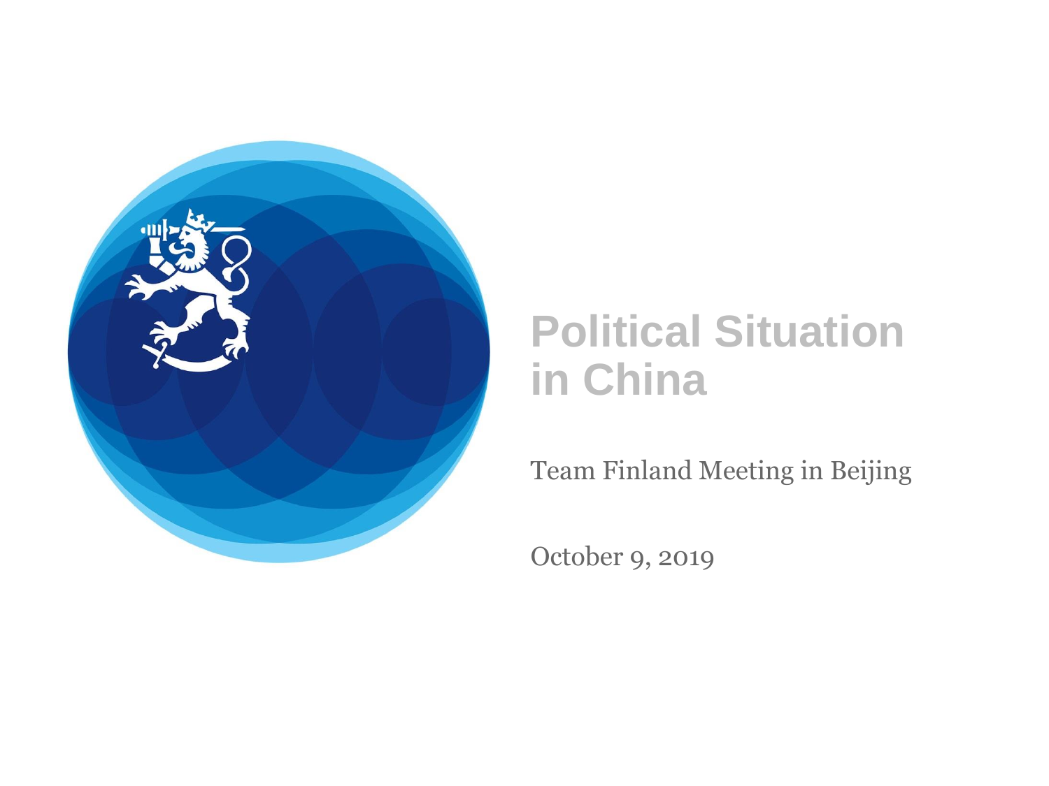# Political Situation in China

Team Finland Meeting in Beijing

October 9, 2019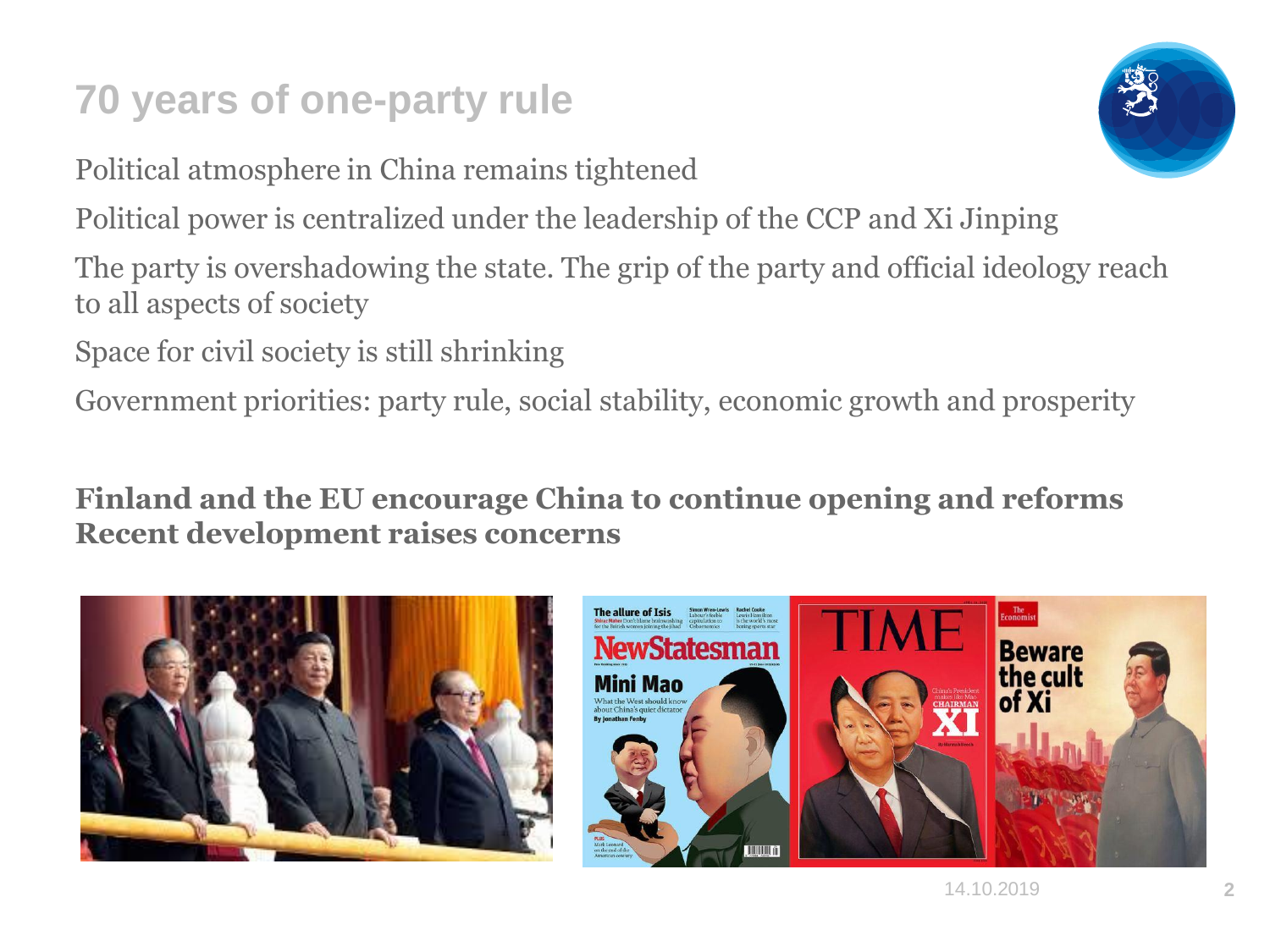# 70 years of one-party rule

Political atmosphere in China remains tightened

Political power is centralized under the leadership of the CCP and Xi Jinping

The party is overshadowing the state. The grip of the party and official ideology reach to all aspects of society

Space for civil society is still shrinking

Government priorities: party rule, social stability, economic growth and prosperity

**Finland and the EU encourage China to continue opening and reforms**
**Recent development raises concerns**

14.10.2019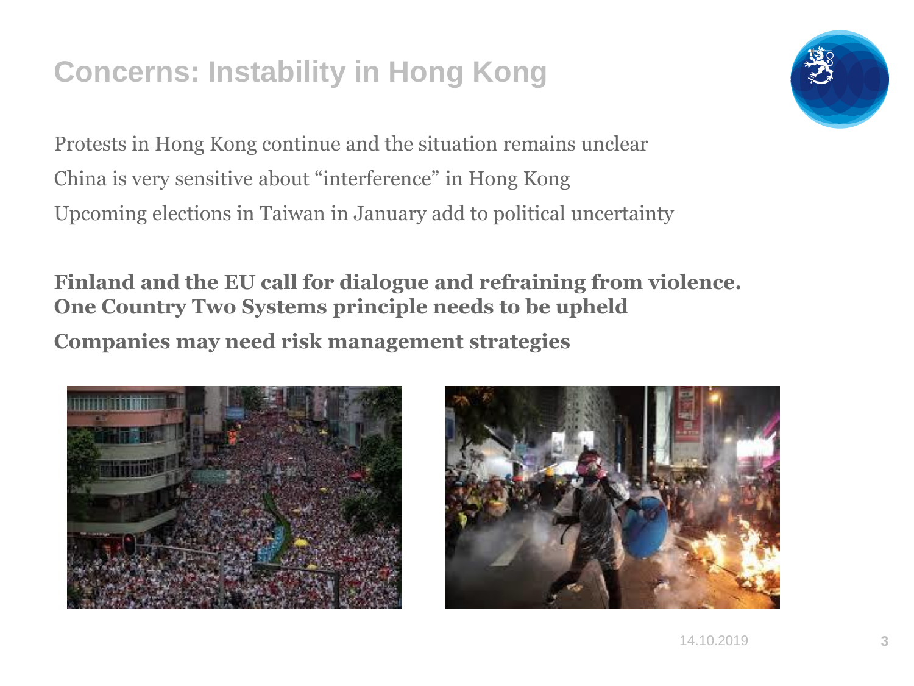# Concerns: Instability in Hong Kong

Protests in Hong Kong continue and the situation remains unclear

China is very sensitive about "interference" in Hong Kong

Upcoming elections in Taiwan in January add to political uncertainty

**Finland and the EU call for dialogue and refraining from violence. One Country Two Systems principle needs to be upheld**

**Companies may need risk management strategies**

14.10.2019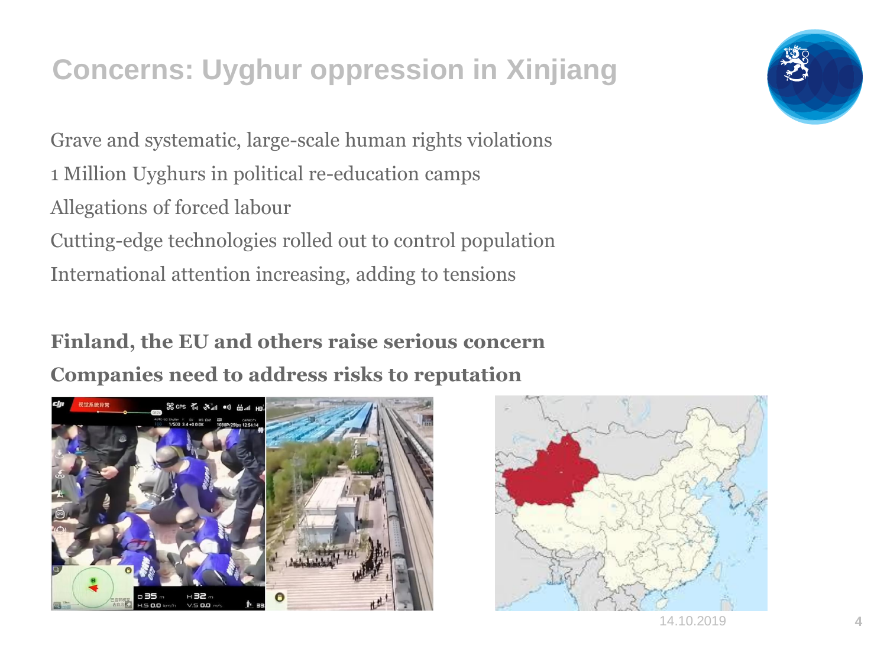# Concerns: Uyghur oppression in Xinjiang

Grave and systematic, large-scale human rights violations

1 Million Uyghurs in political re-education camps

Allegations of forced labour

Cutting-edge technologies rolled out to control population

International attention increasing, adding to tensions

**Finland, the EU and others raise serious concern**

**Companies need to address risks to reputation**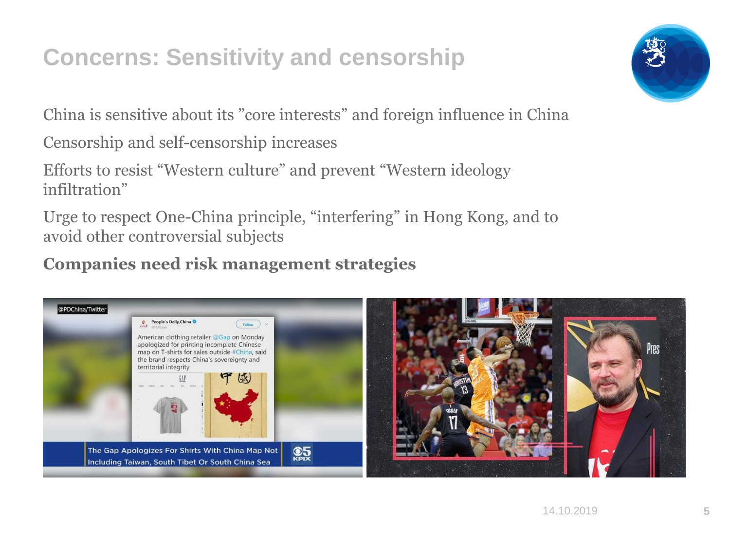# Concerns: Sensitivity and censorship

China is sensitive about its ”core interests” and foreign influence in China

Censorship and self-censorship increases

Efforts to resist “Western culture” and prevent “Western ideology infiltration”

Urge to respect One-China principle, “interfering” in Hong Kong, and to avoid other controversial subjects

**Companies need risk management strategies**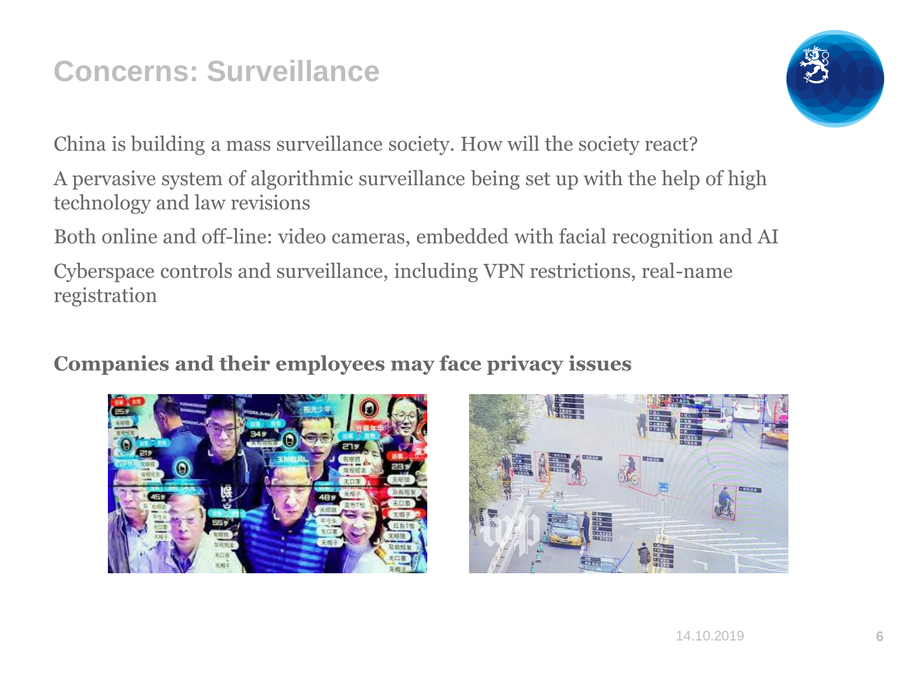# Concerns: Surveillance

China is building a mass surveillance society. How will the society react?

A pervasive system of algorithmic surveillance being set up with the help of high technology and law revisions

Both online and off-line: video cameras, embedded with facial recognition and AI

Cyberspace controls and surveillance, including VPN restrictions, real-name registration

**Companies and their employees may face privacy issues**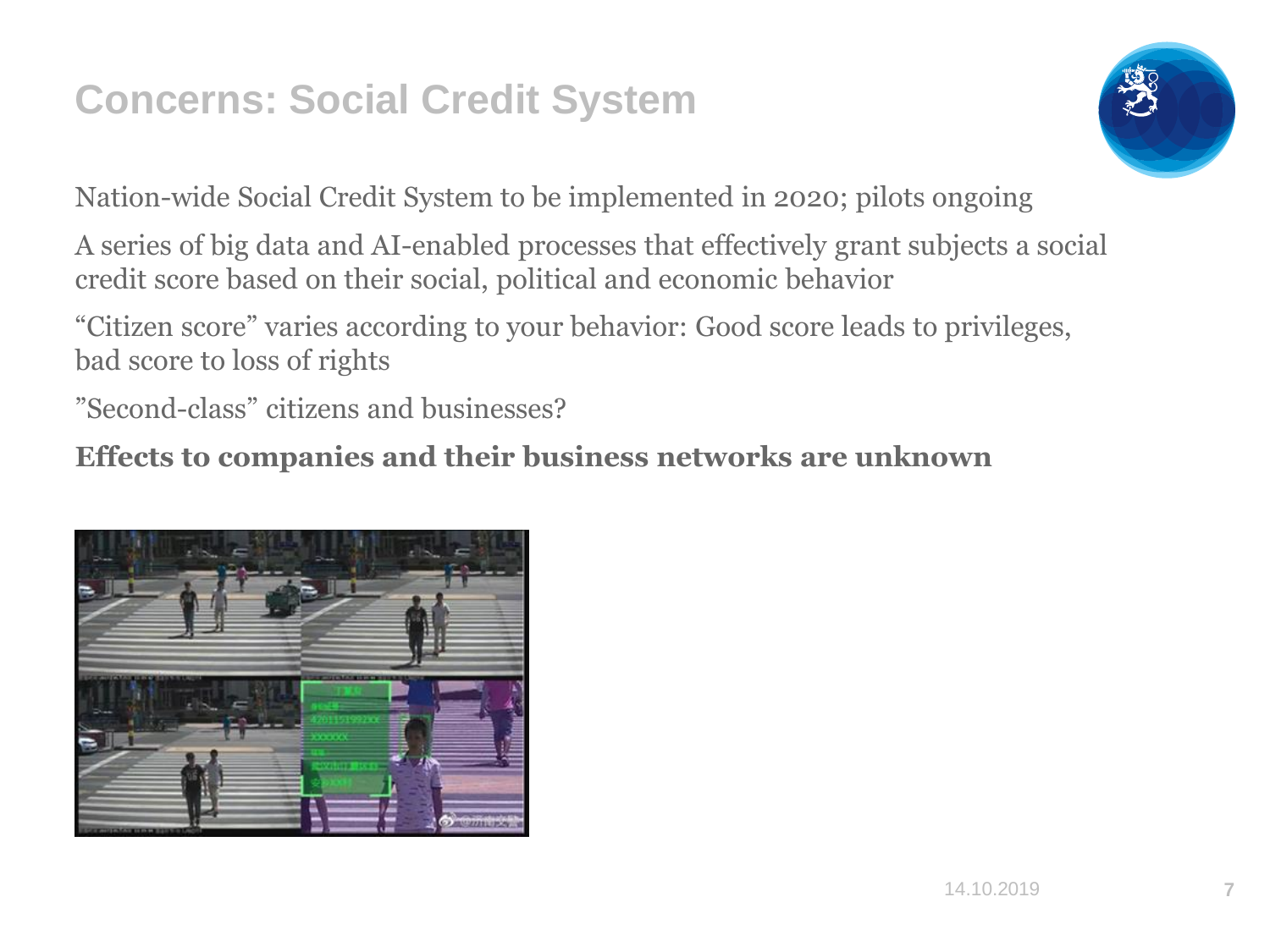# Concerns: Social Credit System

Nation-wide Social Credit System to be implemented in 2020; pilots ongoing

A series of big data and AI-enabled processes that effectively grant subjects a social credit score based on their social, political and economic behavior

“Citizen score” varies according to your behavior: Good score leads to privileges, bad score to loss of rights

”Second-class” citizens and businesses?

**Effects to companies and their business networks are unknown**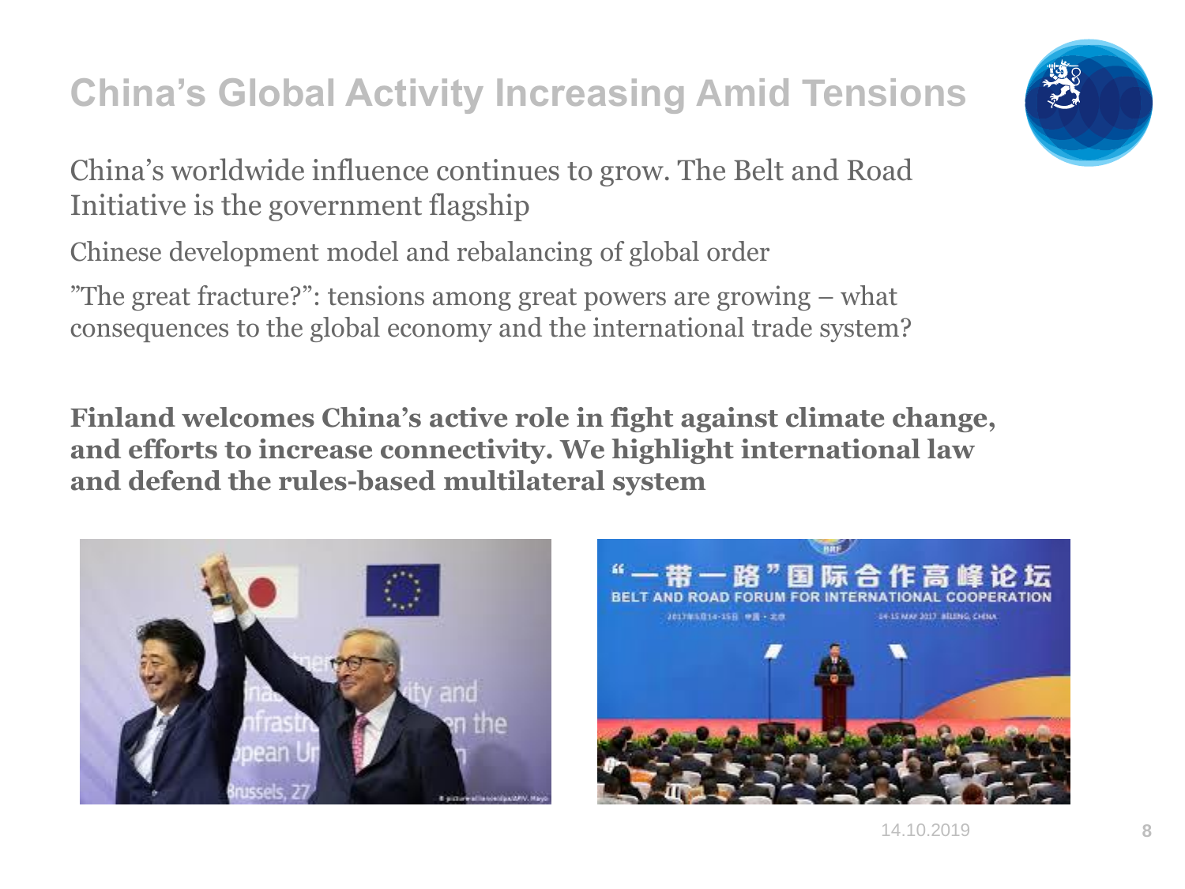# China's Global Activity Increasing Amid Tensions

China's worldwide influence continues to grow. The Belt and Road Initiative is the government flagship

Chinese development model and rebalancing of global order

"The great fracture?": tensions among great powers are growing – what consequences to the global economy and the international trade system?

**Finland welcomes China's active role in fight against climate change, and efforts to increase connectivity. We highlight international law and defend the rules-based multilateral system**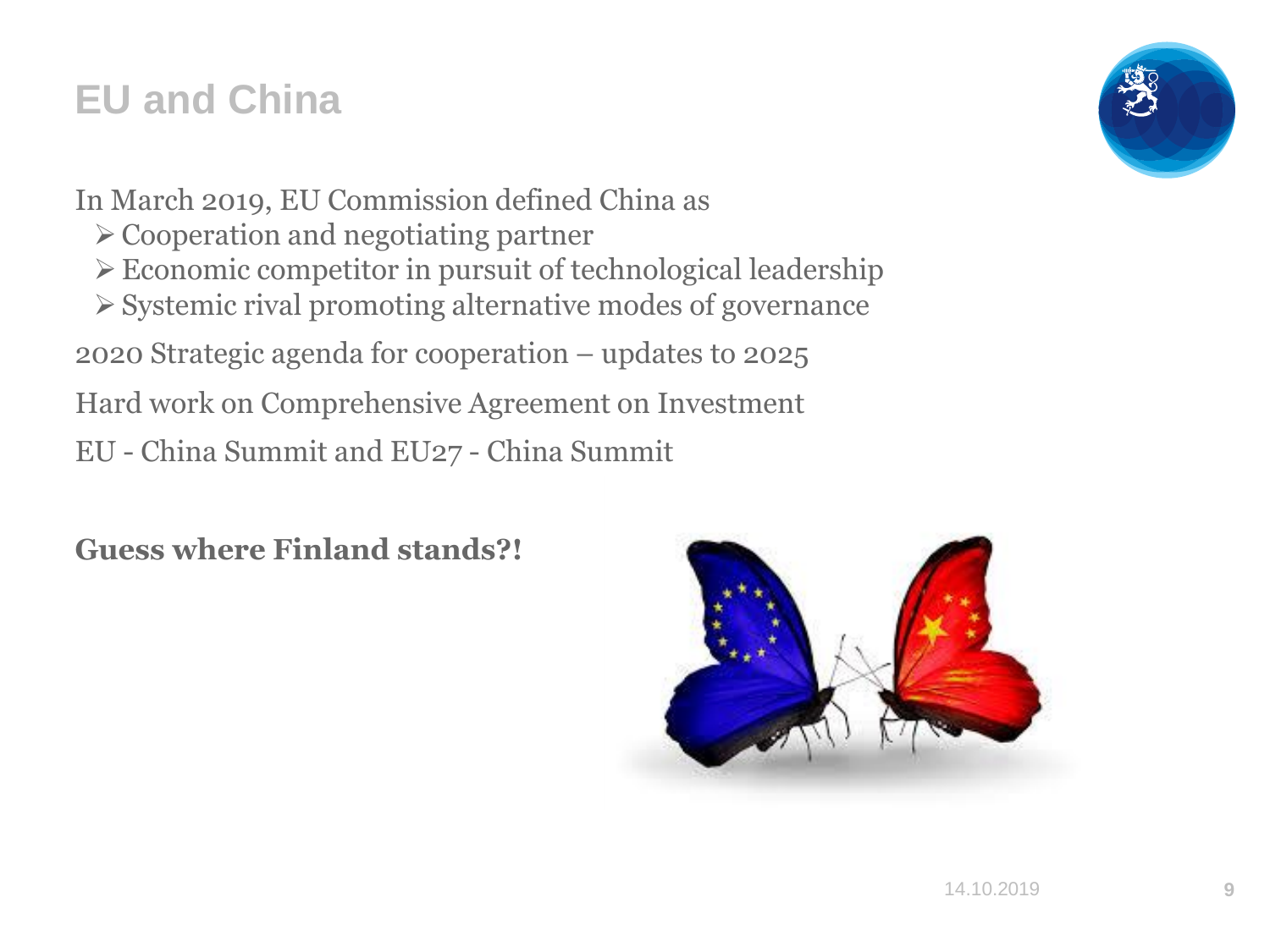# EU and China

In March 2019, EU Commission defined China as

- Cooperation and negotiating partner
- Economic competitor in pursuit of technological leadership
- Systemic rival promoting alternative modes of governance

2020 Strategic agenda for cooperation – updates to 2025

Hard work on Comprehensive Agreement on Investment

EU - China Summit and EU27 - China Summit

**Guess where Finland stands?!**

14.10.2019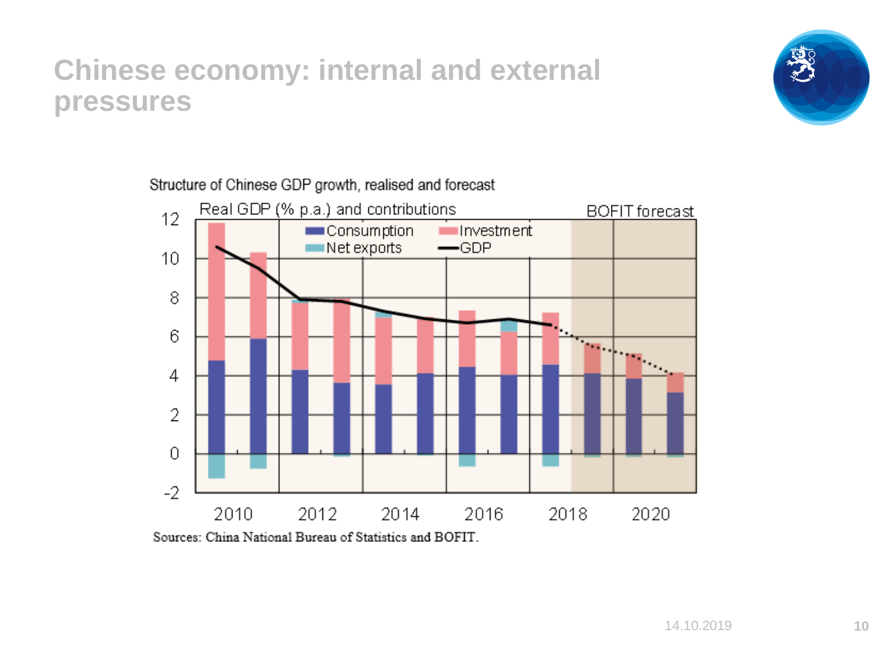# Chinese economy: internal and external pressures

Structure of Chinese GDP growth, realised and forecast

Real GDP (% p.a.) and contributions

BOFIT forecast

Consumption

Investment

Net exports

GDP

12

10

8

6

4

2

0

-2

2010

2012

2014

2016

2018

2020

Sources: China National Bureau of Statistics and BOFIT.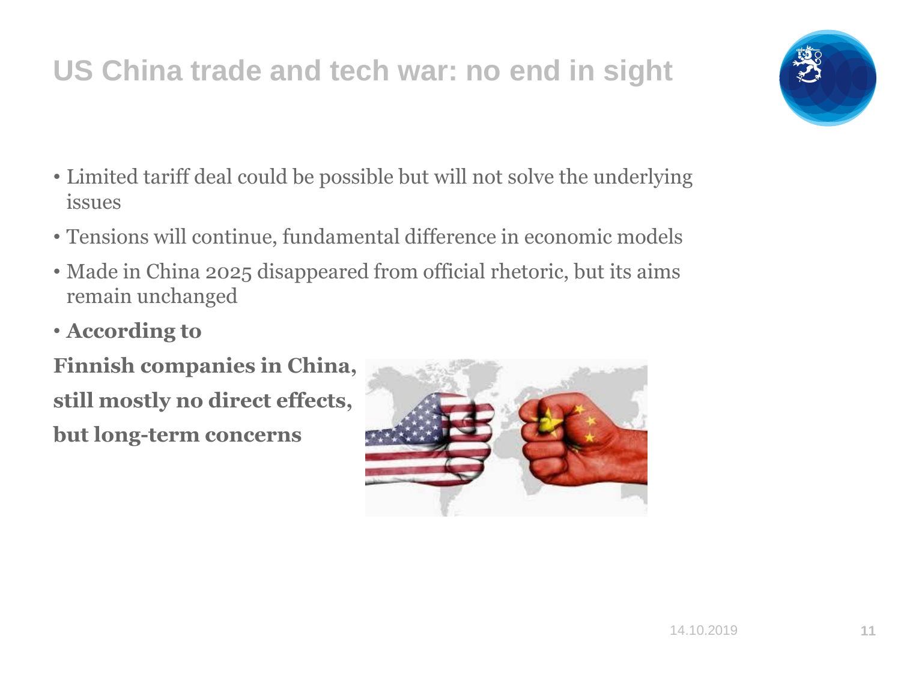# US China trade and tech war: no end in sight

- Limited tariff deal could be possible but will not solve the underlying issues
- Tensions will continue, fundamental difference in economic models
- Made in China 2025 disappeared from official rhetoric, but its aims remain unchanged
- **According to**

**Finnish companies in China,**

**still mostly no direct effects,**

**but long-term concerns**

14.10.2019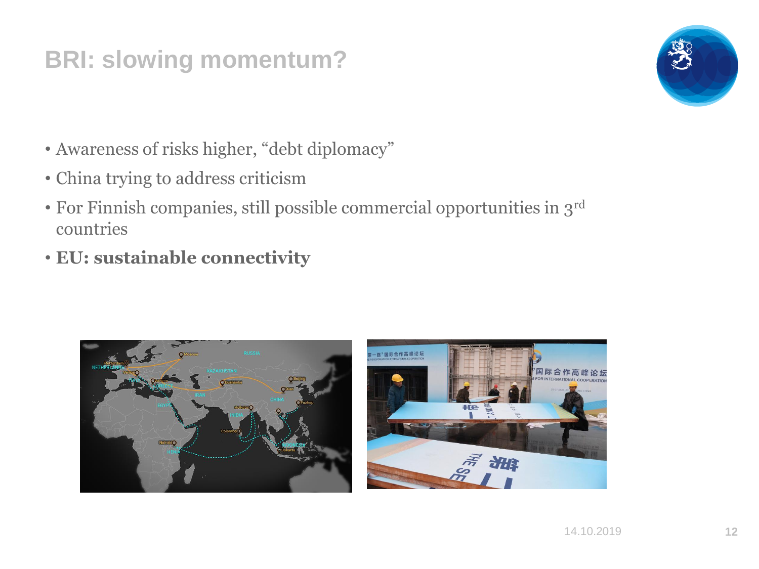# BRI: slowing momentum?

- Awareness of risks higher, “debt diplomacy”
- China trying to address criticism
- For Finnish companies, still possible commercial opportunities in 3rd countries
- **EU: sustainable connectivity**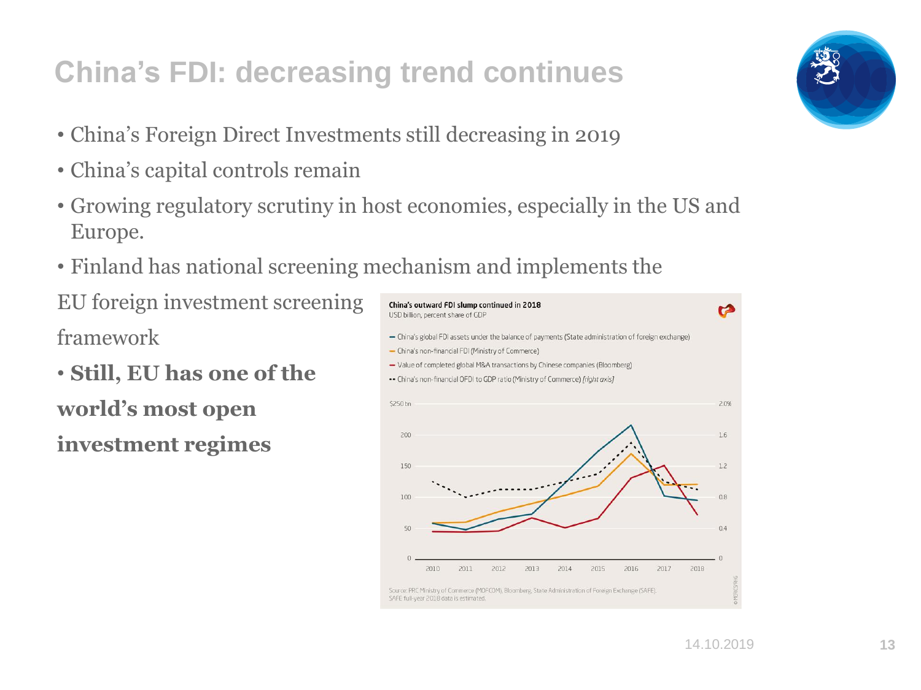# China's FDI: decreasing trend continues

- China's Foreign Direct Investments still decreasing in 2019
- China's capital controls remain
- Growing regulatory scrutiny in host economies, especially in the US and Europe.
- Finland has national screening mechanism and implements the EU foreign investment screening framework
- **Still, EU has one of the world's most open investment regimes**

China's outward FDI slump continued in 2018

USD billion, percent share of GDP

China's global FDI assets under the balance of payments (State administration of foreign exchange)

China's non-financial FDI (Ministry of Commerce)

Value of completed global M&A transactions by Chinese companies (Bloomberg)

China's non-financial OFDI to GDP ratio (Ministry of Commerce) *[right axis]*

$250 bn
200
150
100
50
0

2.0%
1.6
1.2
0.8
0.4
0

2010 2011 2012 2013 2014 2015 2016 2017 2018

Source: PRC Ministry of Commerce (MOFCOM), Bloomberg, State Administration of Foreign Exchange (SAFE). SAFE full-year 2018 data is estimated.

© MERICS/RHG

14.10.2019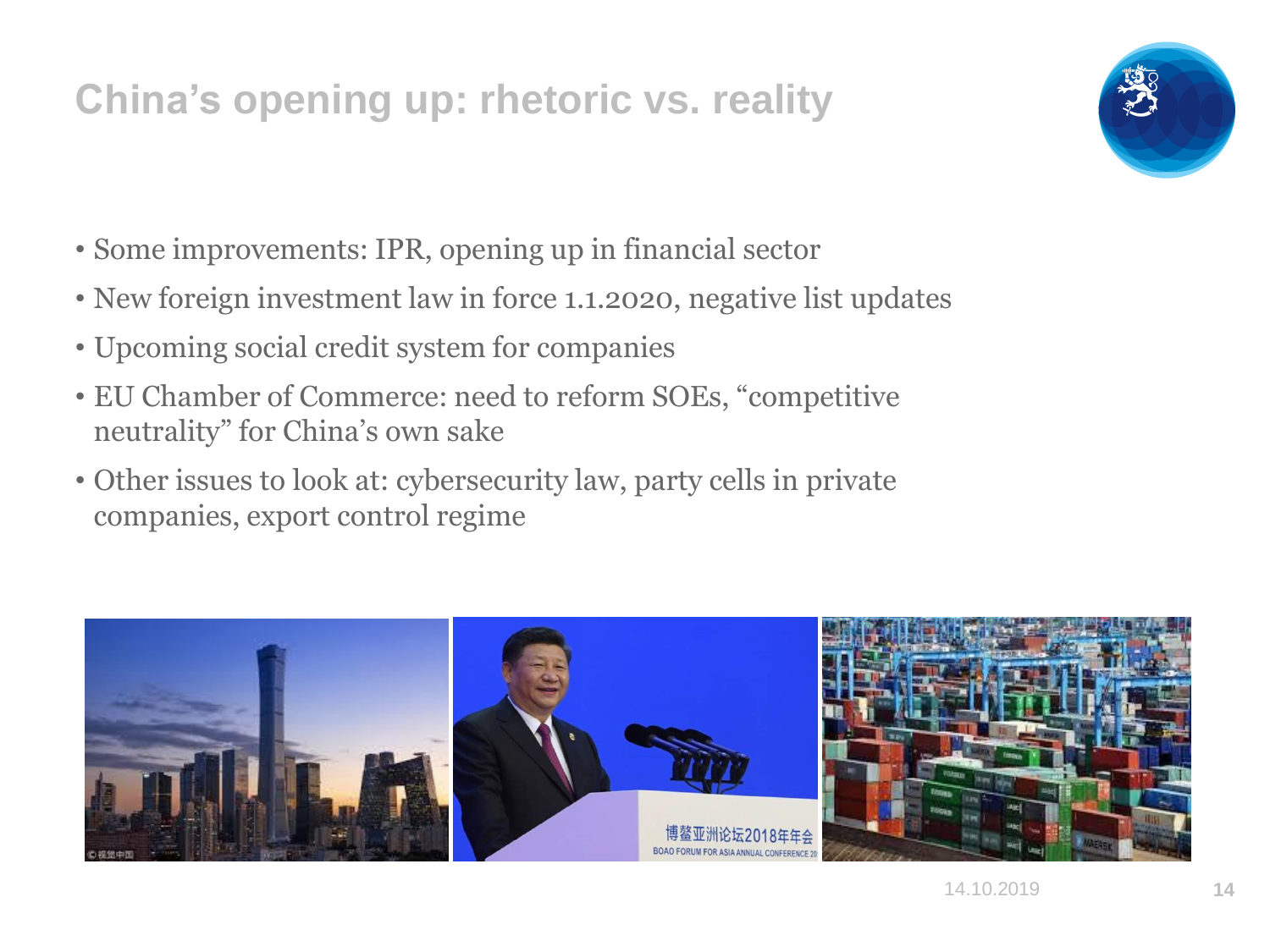# China’s opening up: rhetoric vs. reality

- Some improvements: IPR, opening up in financial sector
- New foreign investment law in force 1.1.2020, negative list updates
- Upcoming social credit system for companies
- EU Chamber of Commerce: need to reform SOEs, “competitive neutrality” for China’s own sake
- Other issues to look at: cybersecurity law, party cells in private companies, export control regime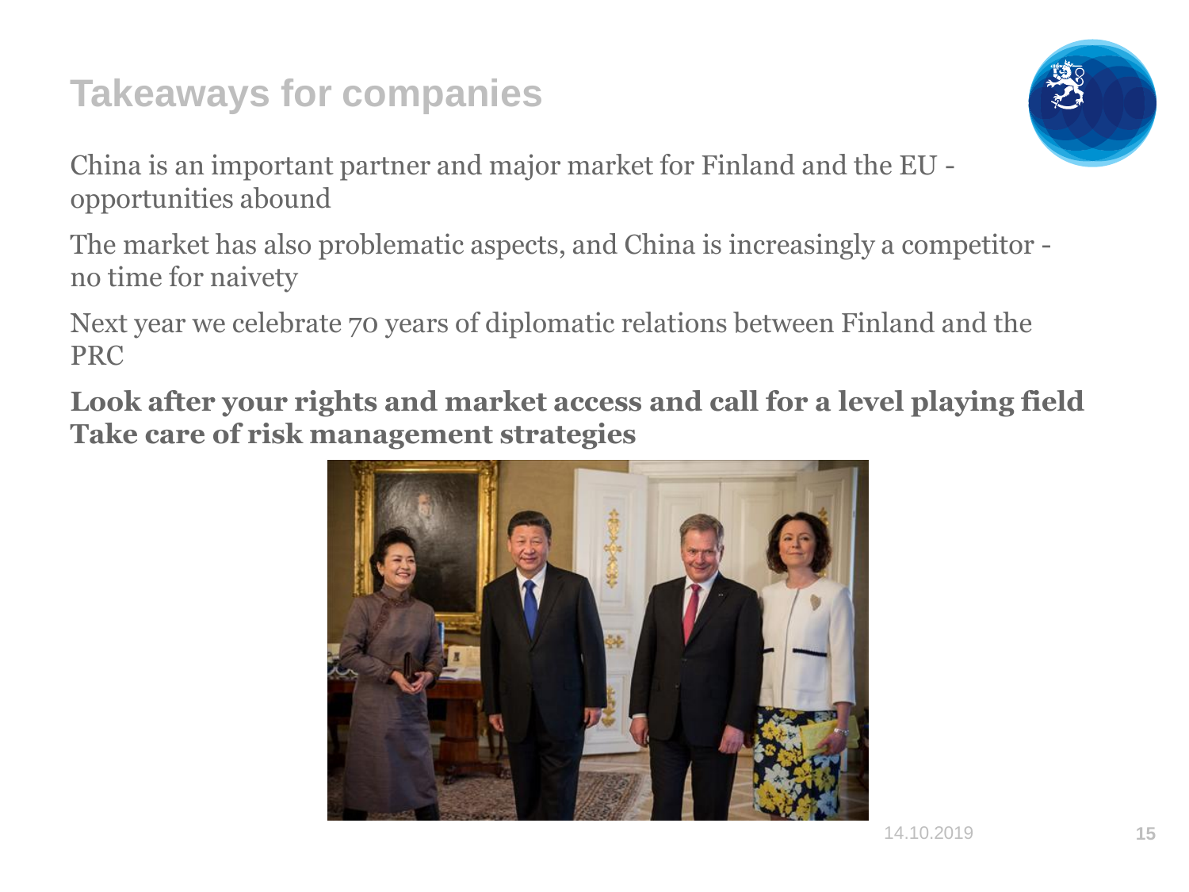# Takeaways for companies

China is an important partner and major market for Finland and the EU - opportunities abound

The market has also problematic aspects, and China is increasingly a competitor - no time for naivety

Next year we celebrate 70 years of diplomatic relations between Finland and the PRC

**Look after your rights and market access and call for a level playing field**
**Take care of risk management strategies**

14.10.2019